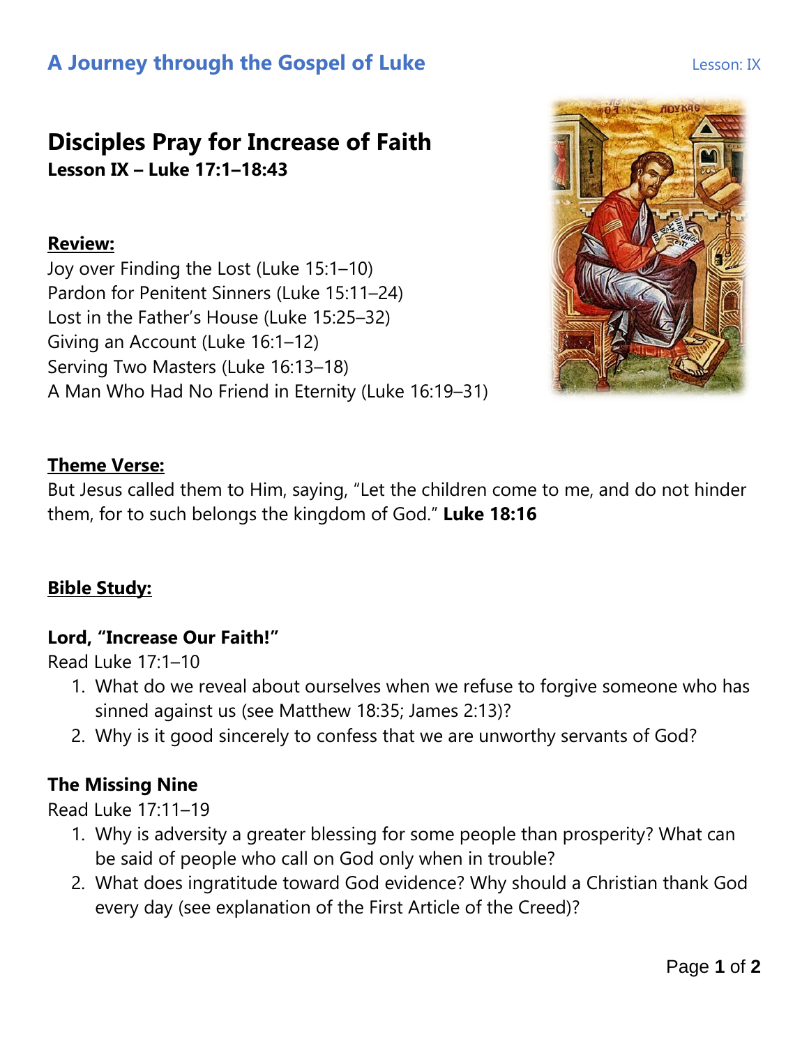# A Journey through the Gospel of Luke

Lesson: IX

## Disciples Pray for Increase of Faith

**Lesson IX – Luke 17:1–18:43**

**Review:**

Joy over Finding the Lost (Luke 15:1–10)
Pardon for Penitent Sinners (Luke 15:11–24)
Lost in the Father's House (Luke 15:25–32)
Giving an Account (Luke 16:1–12)
Serving Two Masters (Luke 16:13–18)
A Man Who Had No Friend in Eternity (Luke 16:19–31)

**Theme Verse:**

But Jesus called them to Him, saying, "Let the children come to me, and do not hinder them, for to such belongs the kingdom of God." **Luke 18:16**

**Bible Study:**

### Lord, "Increase Our Faith!"

Read Luke 17:1–10

1. What do we reveal about ourselves when we refuse to forgive someone who has sinned against us (see Matthew 18:35; James 2:13)?
2. Why is it good sincerely to confess that we are unworthy servants of God?

### The Missing Nine

Read Luke 17:11–19

1. Why is adversity a greater blessing for some people than prosperity? What can be said of people who call on God only when in trouble?
2. What does ingratitude toward God evidence? Why should a Christian thank God every day (see explanation of the First Article of the Creed)?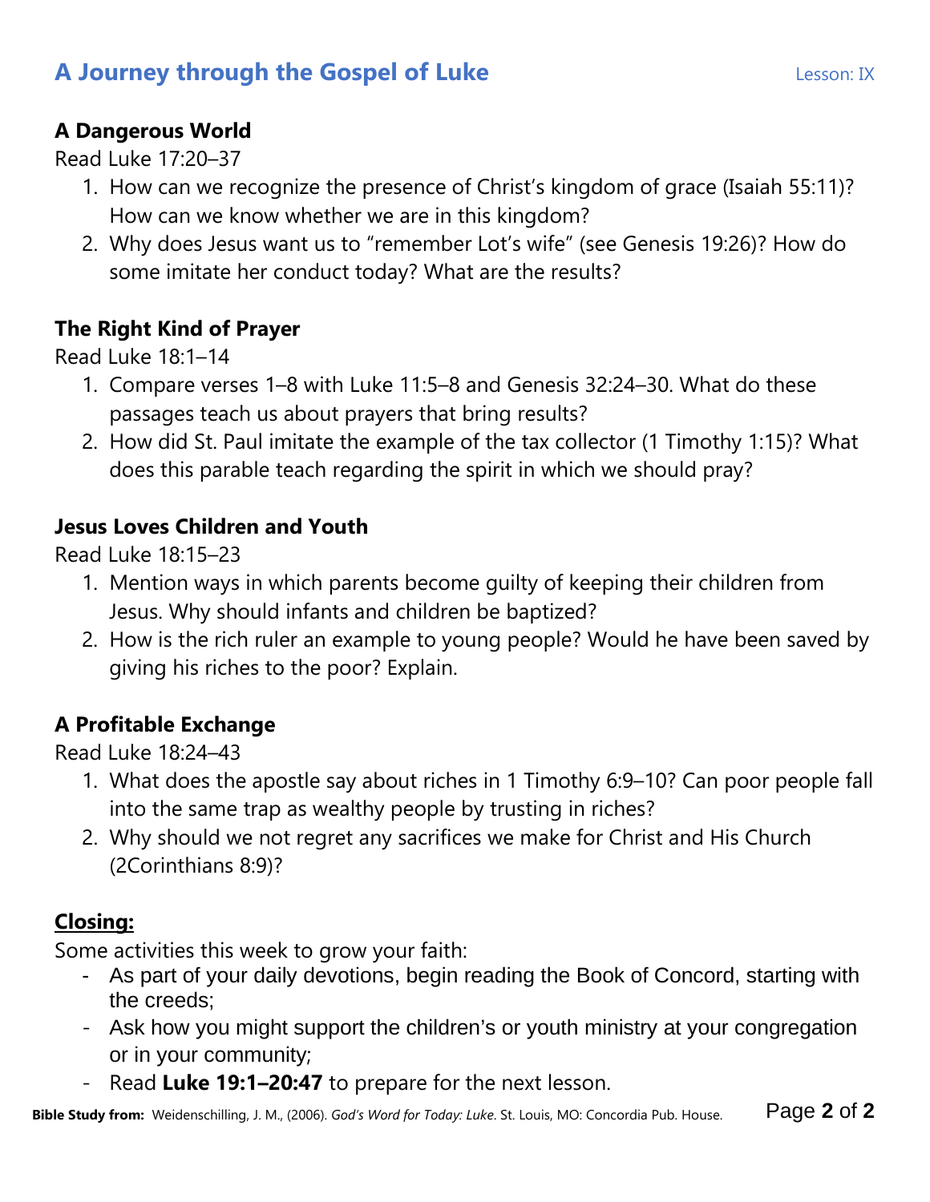# A Journey through the Gospel of Luke

Lesson: IX

### A Dangerous World

Read Luke 17:20–37

1. How can we recognize the presence of Christ's kingdom of grace (Isaiah 55:11)? How can we know whether we are in this kingdom?
2. Why does Jesus want us to "remember Lot's wife" (see Genesis 19:26)? How do some imitate her conduct today? What are the results?

### The Right Kind of Prayer

Read Luke 18:1–14

1. Compare verses 1–8 with Luke 11:5–8 and Genesis 32:24–30. What do these passages teach us about prayers that bring results?
2. How did St. Paul imitate the example of the tax collector (1 Timothy 1:15)? What does this parable teach regarding the spirit in which we should pray?

### Jesus Loves Children and Youth

Read Luke 18:15–23

1. Mention ways in which parents become guilty of keeping their children from Jesus. Why should infants and children be baptized?
2. How is the rich ruler an example to young people? Would he have been saved by giving his riches to the poor? Explain.

### A Profitable Exchange

Read Luke 18:24–43

1. What does the apostle say about riches in 1 Timothy 6:9–10? Can poor people fall into the same trap as wealthy people by trusting in riches?
2. Why should we not regret any sacrifices we make for Christ and His Church (2Corinthians 8:9)?

### Closing:

Some activities this week to grow your faith:

- As part of your daily devotions, begin reading the Book of Concord, starting with the creeds;
- Ask how you might support the children's or youth ministry at your congregation or in your community;
- Read **Luke 19:1–20:47** to prepare for the next lesson.

**Bible Study from:** Weidenschilling, J. M., (2006). *God's Word for Today: Luke*. St. Louis, MO: Concordia Pub. House.